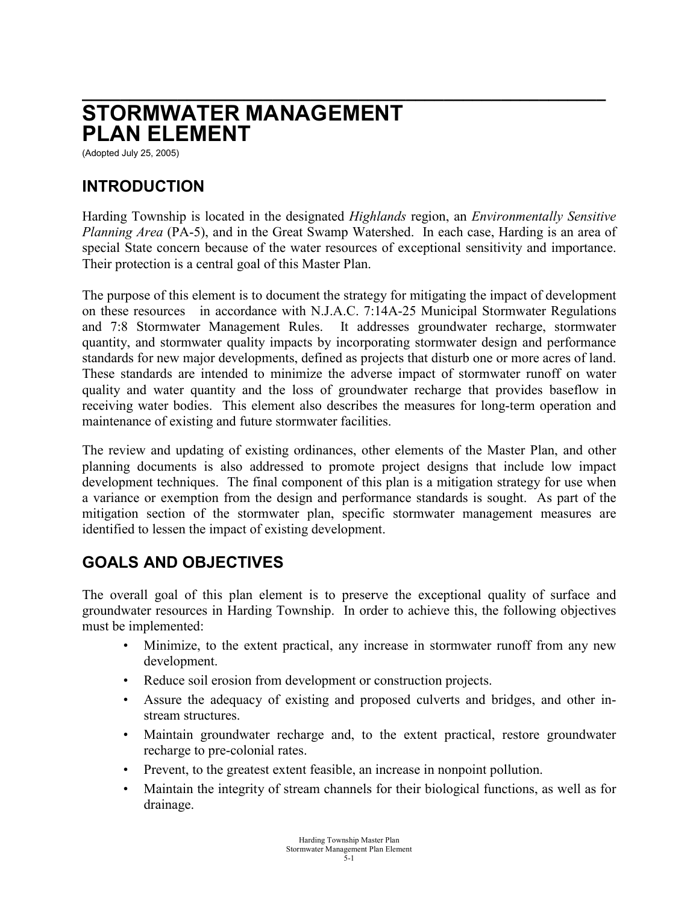# STORMWATER MANAGEMENT PLAN ELEMENT

(Adopted July 25, 2005)

## INTRODUCTION

Harding Township is located in the designated *Highlands* region, an *Environmentally Sensitive Planning Area* (PA-5), and in the Great Swamp Watershed. In each case, Harding is an area of special State concern because of the water resources of exceptional sensitivity and importance. Their protection is a central goal of this Master Plan.

The purpose of this element is to document the strategy for mitigating the impact of development on these resources in accordance with N.J.A.C. 7:14A-25 Municipal Stormwater Regulations and 7:8 Stormwater Management Rules. It addresses groundwater recharge, stormwater quantity, and stormwater quality impacts by incorporating stormwater design and performance standards for new major developments, defined as projects that disturb one or more acres of land. These standards are intended to minimize the adverse impact of stormwater runoff on water quality and water quantity and the loss of groundwater recharge that provides baseflow in receiving water bodies. This element also describes the measures for long-term operation and maintenance of existing and future stormwater facilities.

The review and updating of existing ordinances, other elements of the Master Plan, and other planning documents is also addressed to promote project designs that include low impact development techniques. The final component of this plan is a mitigation strategy for use when a variance or exemption from the design and performance standards is sought. As part of the mitigation section of the stormwater plan, specific stormwater management measures are identified to lessen the impact of existing development.

## GOALS AND OBJECTIVES

The overall goal of this plan element is to preserve the exceptional quality of surface and groundwater resources in Harding Township. In order to achieve this, the following objectives must be implemented:

- Minimize, to the extent practical, any increase in stormwater runoff from any new development.
- Reduce soil erosion from development or construction projects.
- Assure the adequacy of existing and proposed culverts and bridges, and other in-stream structures.
- Maintain groundwater recharge and, to the extent practical, restore groundwater recharge to pre-colonial rates.
- Prevent, to the greatest extent feasible, an increase in nonpoint pollution.
- Maintain the integrity of stream channels for their biological functions, as well as for drainage.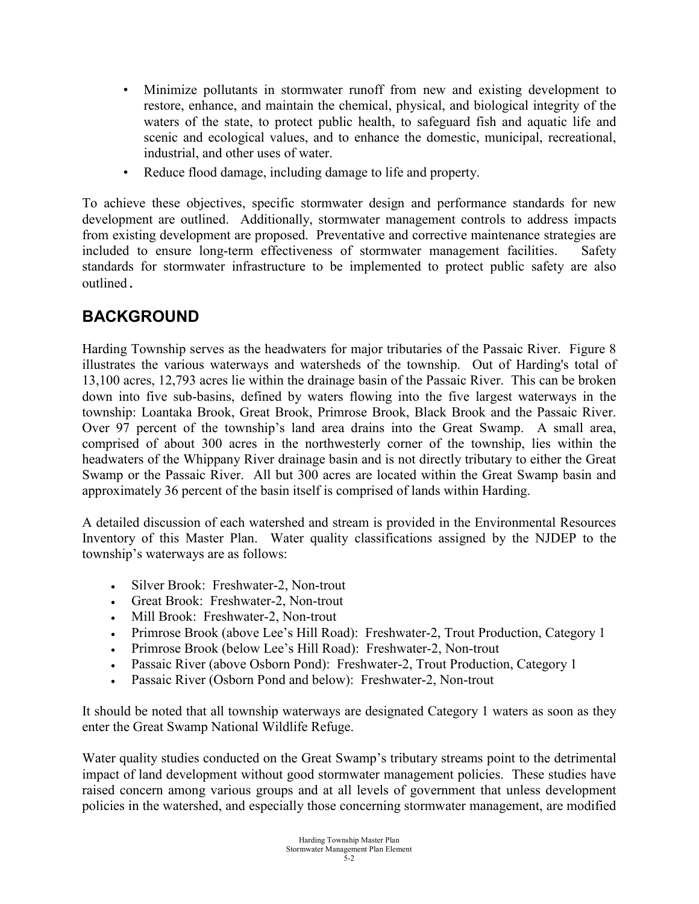- Minimize pollutants in stormwater runoff from new and existing development to restore, enhance, and maintain the chemical, physical, and biological integrity of the waters of the state, to protect public health, to safeguard fish and aquatic life and scenic and ecological values, and to enhance the domestic, municipal, recreational, industrial, and other uses of water.
- Reduce flood damage, including damage to life and property.

To achieve these objectives, specific stormwater design and performance standards for new development are outlined. Additionally, stormwater management controls to address impacts from existing development are proposed. Preventative and corrective maintenance strategies are included to ensure long-term effectiveness of stormwater management facilities. Safety standards for stormwater infrastructure to be implemented to protect public safety are also outlined.

## BACKGROUND

Harding Township serves as the headwaters for major tributaries of the Passaic River. Figure 8 illustrates the various waterways and watersheds of the township. Out of Harding's total of 13,100 acres, 12,793 acres lie within the drainage basin of the Passaic River. This can be broken down into five sub-basins, defined by waters flowing into the five largest waterways in the township: Loantaka Brook, Great Brook, Primrose Brook, Black Brook and the Passaic River. Over 97 percent of the township's land area drains into the Great Swamp. A small area, comprised of about 300 acres in the northwesterly corner of the township, lies within the headwaters of the Whippany River drainage basin and is not directly tributary to either the Great Swamp or the Passaic River. All but 300 acres are located within the Great Swamp basin and approximately 36 percent of the basin itself is comprised of lands within Harding.

A detailed discussion of each watershed and stream is provided in the Environmental Resources Inventory of this Master Plan. Water quality classifications assigned by the NJDEP to the township's waterways are as follows:

- Silver Brook: Freshwater-2, Non-trout
- Great Brook: Freshwater-2, Non-trout
- Mill Brook: Freshwater-2, Non-trout
- Primrose Brook (above Lee's Hill Road): Freshwater-2, Trout Production, Category 1
- Primrose Brook (below Lee's Hill Road): Freshwater-2, Non-trout
- Passaic River (above Osborn Pond): Freshwater-2, Trout Production, Category 1
- Passaic River (Osborn Pond and below): Freshwater-2, Non-trout

It should be noted that all township waterways are designated Category 1 waters as soon as they enter the Great Swamp National Wildlife Refuge.

Water quality studies conducted on the Great Swamp's tributary streams point to the detrimental impact of land development without good stormwater management policies. These studies have raised concern among various groups and at all levels of government that unless development policies in the watershed, and especially those concerning stormwater management, are modified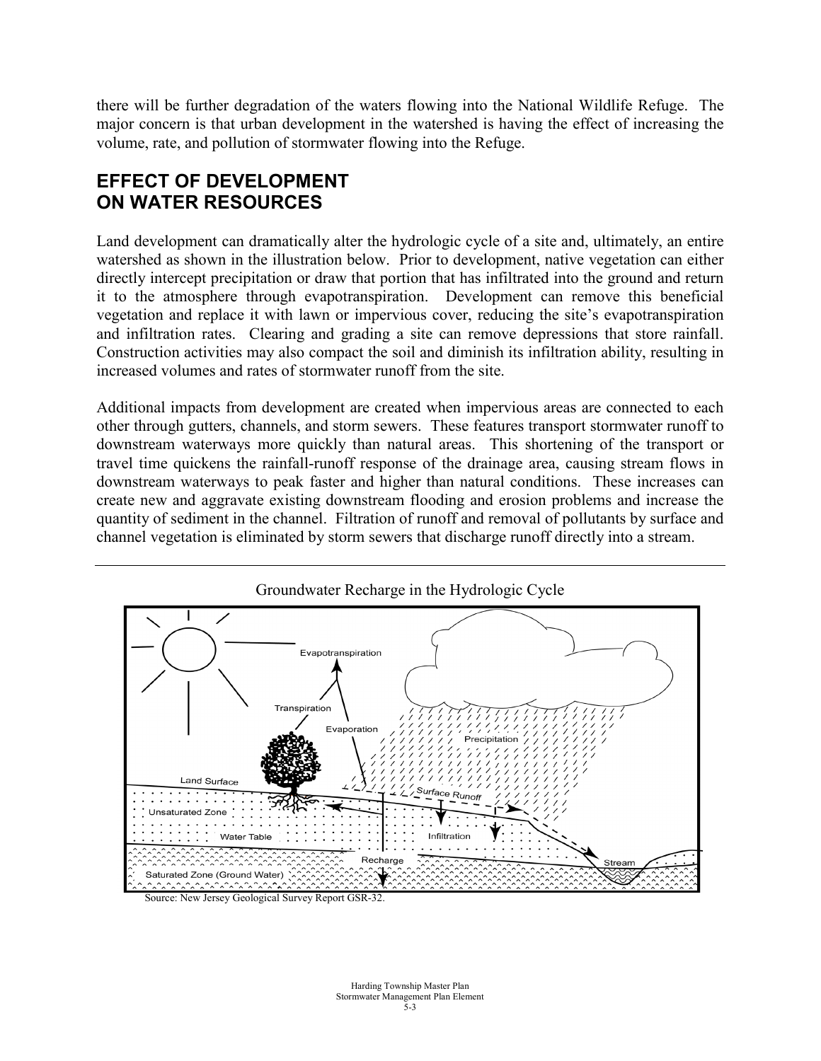there will be further degradation of the waters flowing into the National Wildlife Refuge. The major concern is that urban development in the watershed is having the effect of increasing the volume, rate, and pollution of stormwater flowing into the Refuge.

## EFFECT OF DEVELOPMENT ON WATER RESOURCES

Land development can dramatically alter the hydrologic cycle of a site and, ultimately, an entire watershed as shown in the illustration below. Prior to development, native vegetation can either directly intercept precipitation or draw that portion that has infiltrated into the ground and return it to the atmosphere through evapotranspiration. Development can remove this beneficial vegetation and replace it with lawn or impervious cover, reducing the site's evapotranspiration and infiltration rates. Clearing and grading a site can remove depressions that store rainfall. Construction activities may also compact the soil and diminish its infiltration ability, resulting in increased volumes and rates of stormwater runoff from the site.

Additional impacts from development are created when impervious areas are connected to each other through gutters, channels, and storm sewers. These features transport stormwater runoff to downstream waterways more quickly than natural areas. This shortening of the transport or travel time quickens the rainfall-runoff response of the drainage area, causing stream flows in downstream waterways to peak faster and higher than natural conditions. These increases can create new and aggravate existing downstream flooding and erosion problems and increase the quantity of sediment in the channel. Filtration of runoff and removal of pollutants by surface and channel vegetation is eliminated by storm sewers that discharge runoff directly into a stream.

Groundwater Recharge in the Hydrologic Cycle

Source: New Jersey Geological Survey Report GSR-32.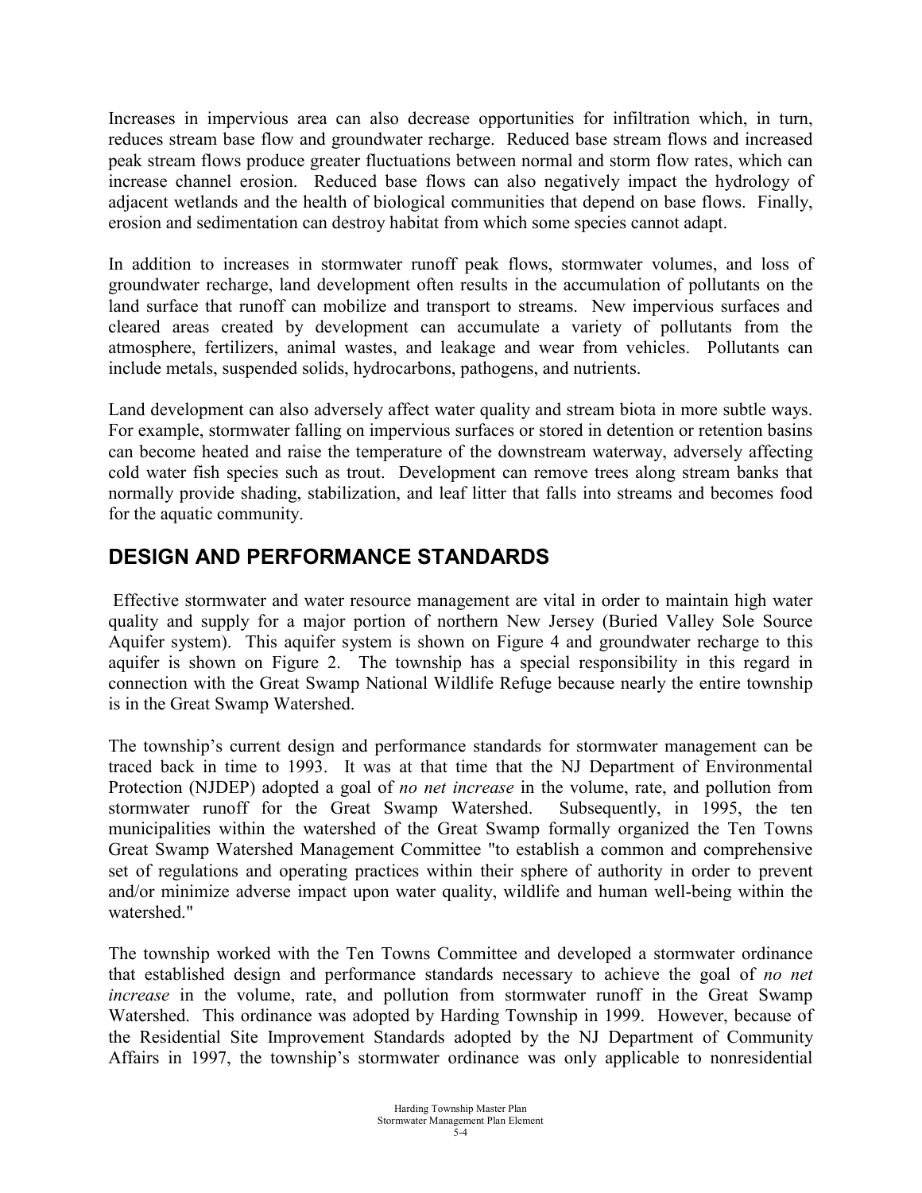Increases in impervious area can also decrease opportunities for infiltration which, in turn, reduces stream base flow and groundwater recharge. Reduced base stream flows and increased peak stream flows produce greater fluctuations between normal and storm flow rates, which can increase channel erosion. Reduced base flows can also negatively impact the hydrology of adjacent wetlands and the health of biological communities that depend on base flows. Finally, erosion and sedimentation can destroy habitat from which some species cannot adapt.

In addition to increases in stormwater runoff peak flows, stormwater volumes, and loss of groundwater recharge, land development often results in the accumulation of pollutants on the land surface that runoff can mobilize and transport to streams. New impervious surfaces and cleared areas created by development can accumulate a variety of pollutants from the atmosphere, fertilizers, animal wastes, and leakage and wear from vehicles. Pollutants can include metals, suspended solids, hydrocarbons, pathogens, and nutrients.

Land development can also adversely affect water quality and stream biota in more subtle ways. For example, stormwater falling on impervious surfaces or stored in detention or retention basins can become heated and raise the temperature of the downstream waterway, adversely affecting cold water fish species such as trout. Development can remove trees along stream banks that normally provide shading, stabilization, and leaf litter that falls into streams and becomes food for the aquatic community.

## DESIGN AND PERFORMANCE STANDARDS

Effective stormwater and water resource management are vital in order to maintain high water quality and supply for a major portion of northern New Jersey (Buried Valley Sole Source Aquifer system). This aquifer system is shown on Figure 4 and groundwater recharge to this aquifer is shown on Figure 2. The township has a special responsibility in this regard in connection with the Great Swamp National Wildlife Refuge because nearly the entire township is in the Great Swamp Watershed.

The township's current design and performance standards for stormwater management can be traced back in time to 1993. It was at that time that the NJ Department of Environmental Protection (NJDEP) adopted a goal of *no net increase* in the volume, rate, and pollution from stormwater runoff for the Great Swamp Watershed. Subsequently, in 1995, the ten municipalities within the watershed of the Great Swamp formally organized the Ten Towns Great Swamp Watershed Management Committee "to establish a common and comprehensive set of regulations and operating practices within their sphere of authority in order to prevent and/or minimize adverse impact upon water quality, wildlife and human well-being within the watershed."

The township worked with the Ten Towns Committee and developed a stormwater ordinance that established design and performance standards necessary to achieve the goal of *no net increase* in the volume, rate, and pollution from stormwater runoff in the Great Swamp Watershed. This ordinance was adopted by Harding Township in 1999. However, because of the Residential Site Improvement Standards adopted by the NJ Department of Community Affairs in 1997, the township's stormwater ordinance was only applicable to nonresidential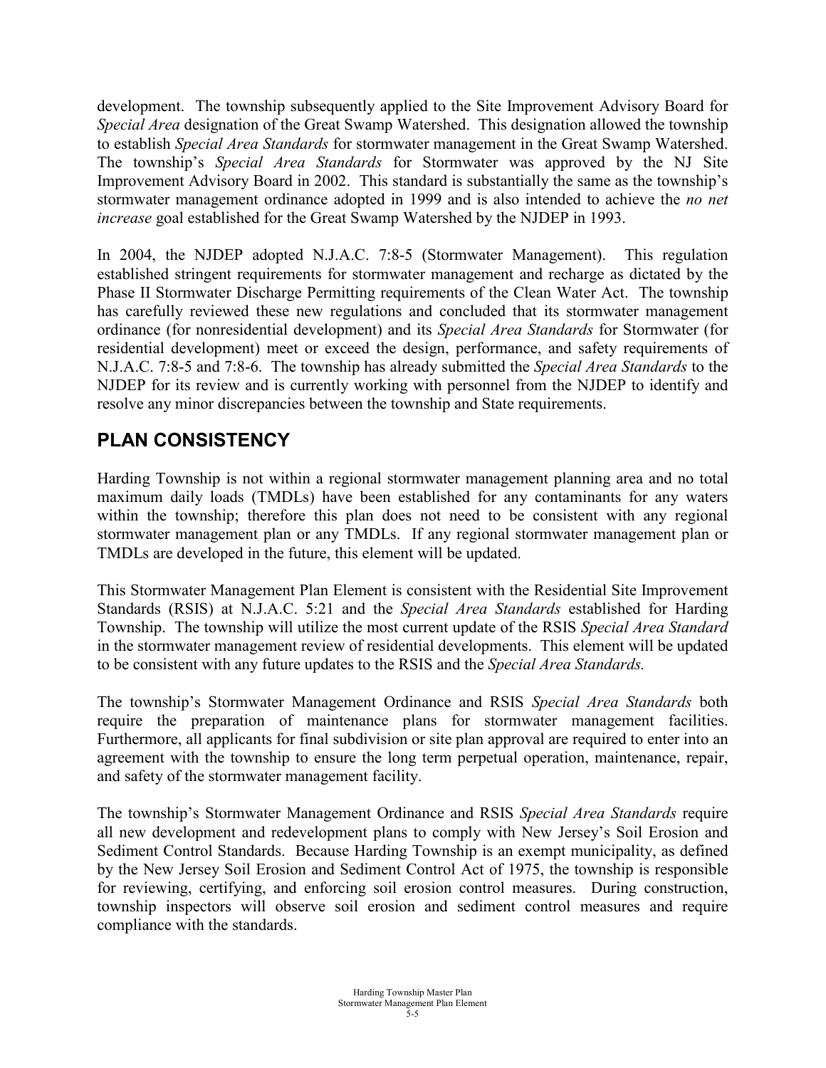development. The township subsequently applied to the Site Improvement Advisory Board for *Special Area* designation of the Great Swamp Watershed. This designation allowed the township to establish *Special Area Standards* for stormwater management in the Great Swamp Watershed. The township's *Special Area Standards* for Stormwater was approved by the NJ Site Improvement Advisory Board in 2002. This standard is substantially the same as the township's stormwater management ordinance adopted in 1999 and is also intended to achieve the *no net increase* goal established for the Great Swamp Watershed by the NJDEP in 1993.

In 2004, the NJDEP adopted N.J.A.C. 7:8-5 (Stormwater Management). This regulation established stringent requirements for stormwater management and recharge as dictated by the Phase II Stormwater Discharge Permitting requirements of the Clean Water Act. The township has carefully reviewed these new regulations and concluded that its stormwater management ordinance (for nonresidential development) and its *Special Area Standards* for Stormwater (for residential development) meet or exceed the design, performance, and safety requirements of N.J.A.C. 7:8-5 and 7:8-6. The township has already submitted the *Special Area Standards* to the NJDEP for its review and is currently working with personnel from the NJDEP to identify and resolve any minor discrepancies between the township and State requirements.

## PLAN CONSISTENCY

Harding Township is not within a regional stormwater management planning area and no total maximum daily loads (TMDLs) have been established for any contaminants for any waters within the township; therefore this plan does not need to be consistent with any regional stormwater management plan or any TMDLs. If any regional stormwater management plan or TMDLs are developed in the future, this element will be updated.

This Stormwater Management Plan Element is consistent with the Residential Site Improvement Standards (RSIS) at N.J.A.C. 5:21 and the *Special Area Standards* established for Harding Township. The township will utilize the most current update of the RSIS *Special Area Standard* in the stormwater management review of residential developments. This element will be updated to be consistent with any future updates to the RSIS and the *Special Area Standards.*

The township's Stormwater Management Ordinance and RSIS *Special Area Standards* both require the preparation of maintenance plans for stormwater management facilities. Furthermore, all applicants for final subdivision or site plan approval are required to enter into an agreement with the township to ensure the long term perpetual operation, maintenance, repair, and safety of the stormwater management facility.

The township's Stormwater Management Ordinance and RSIS *Special Area Standards* require all new development and redevelopment plans to comply with New Jersey's Soil Erosion and Sediment Control Standards. Because Harding Township is an exempt municipality, as defined by the New Jersey Soil Erosion and Sediment Control Act of 1975, the township is responsible for reviewing, certifying, and enforcing soil erosion control measures. During construction, township inspectors will observe soil erosion and sediment control measures and require compliance with the standards.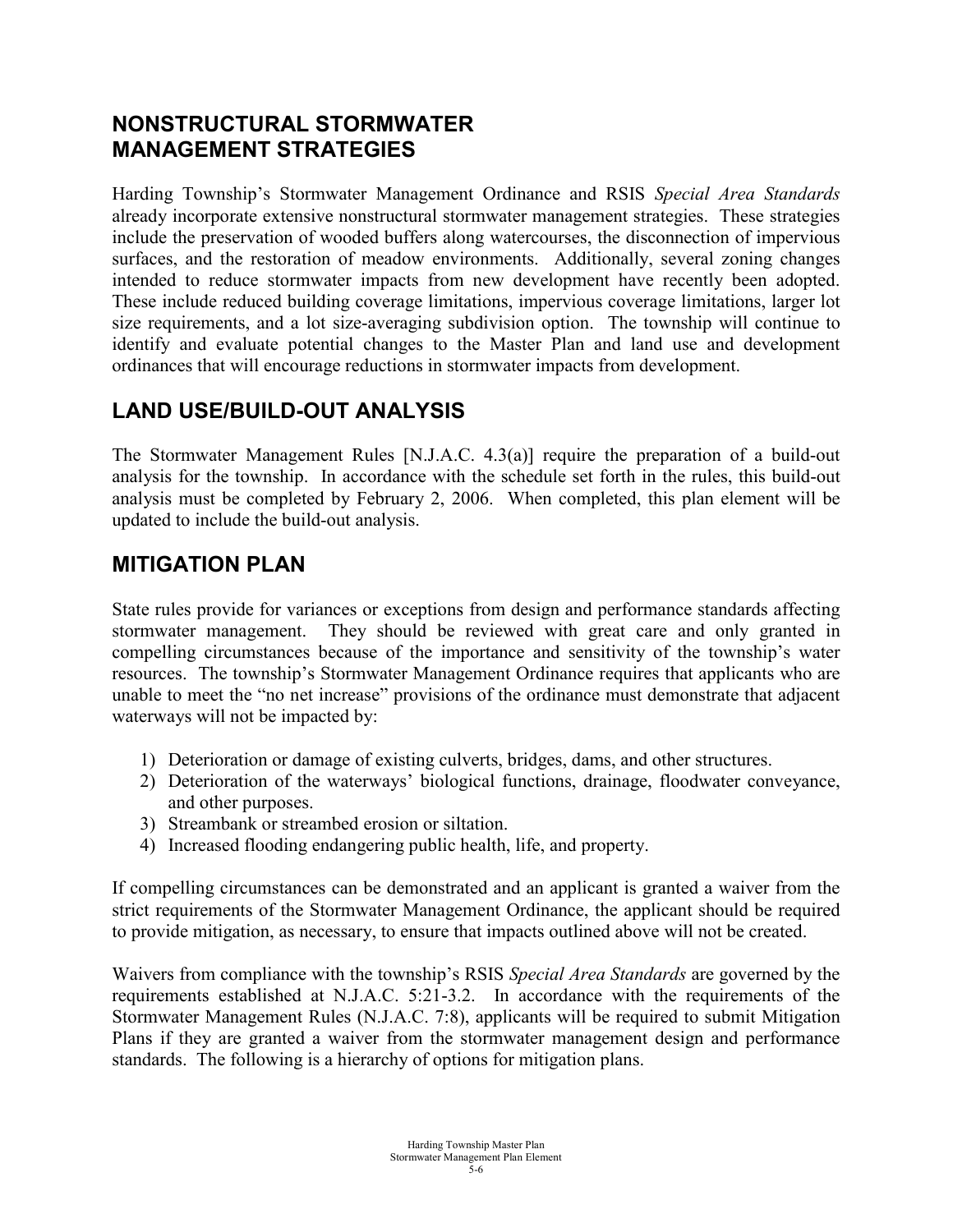## NONSTRUCTURAL STORMWATER MANAGEMENT STRATEGIES

Harding Township's Stormwater Management Ordinance and RSIS *Special Area Standards* already incorporate extensive nonstructural stormwater management strategies. These strategies include the preservation of wooded buffers along watercourses, the disconnection of impervious surfaces, and the restoration of meadow environments. Additionally, several zoning changes intended to reduce stormwater impacts from new development have recently been adopted. These include reduced building coverage limitations, impervious coverage limitations, larger lot size requirements, and a lot size-averaging subdivision option. The township will continue to identify and evaluate potential changes to the Master Plan and land use and development ordinances that will encourage reductions in stormwater impacts from development.

## LAND USE/BUILD-OUT ANALYSIS

The Stormwater Management Rules [N.J.A.C. 4.3(a)] require the preparation of a build-out analysis for the township. In accordance with the schedule set forth in the rules, this build-out analysis must be completed by February 2, 2006. When completed, this plan element will be updated to include the build-out analysis.

## MITIGATION PLAN

State rules provide for variances or exceptions from design and performance standards affecting stormwater management. They should be reviewed with great care and only granted in compelling circumstances because of the importance and sensitivity of the township's water resources. The township's Stormwater Management Ordinance requires that applicants who are unable to meet the "no net increase" provisions of the ordinance must demonstrate that adjacent waterways will not be impacted by:

1) Deterioration or damage of existing culverts, bridges, dams, and other structures.
2) Deterioration of the waterways' biological functions, drainage, floodwater conveyance, and other purposes.
3) Streambank or streambed erosion or siltation.
4) Increased flooding endangering public health, life, and property.

If compelling circumstances can be demonstrated and an applicant is granted a waiver from the strict requirements of the Stormwater Management Ordinance, the applicant should be required to provide mitigation, as necessary, to ensure that impacts outlined above will not be created.

Waivers from compliance with the township's RSIS *Special Area Standards* are governed by the requirements established at N.J.A.C. 5:21-3.2. In accordance with the requirements of the Stormwater Management Rules (N.J.A.C. 7:8), applicants will be required to submit Mitigation Plans if they are granted a waiver from the stormwater management design and performance standards. The following is a hierarchy of options for mitigation plans.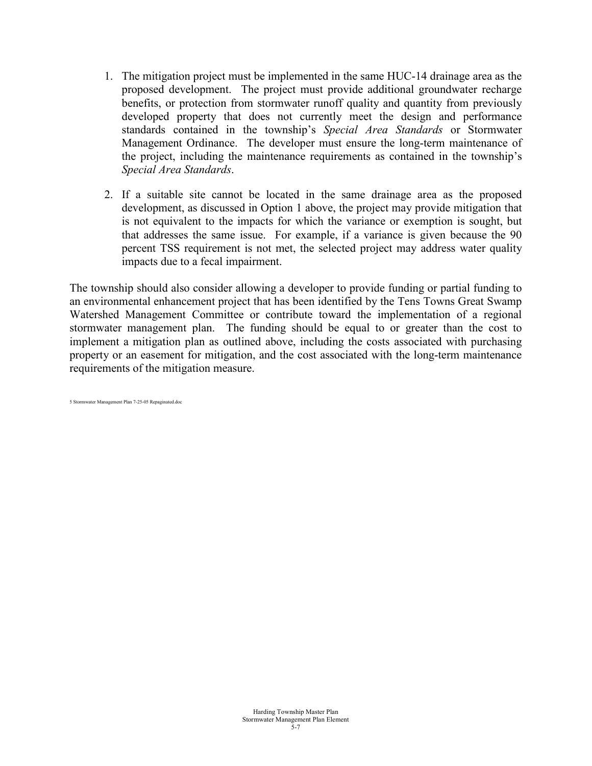1. The mitigation project must be implemented in the same HUC-14 drainage area as the proposed development. The project must provide additional groundwater recharge benefits, or protection from stormwater runoff quality and quantity from previously developed property that does not currently meet the design and performance standards contained in the township's *Special Area Standards* or Stormwater Management Ordinance. The developer must ensure the long-term maintenance of the project, including the maintenance requirements as contained in the township's *Special Area Standards*.

2. If a suitable site cannot be located in the same drainage area as the proposed development, as discussed in Option 1 above, the project may provide mitigation that is not equivalent to the impacts for which the variance or exemption is sought, but that addresses the same issue. For example, if a variance is given because the 90 percent TSS requirement is not met, the selected project may address water quality impacts due to a fecal impairment.

The township should also consider allowing a developer to provide funding or partial funding to an environmental enhancement project that has been identified by the Tens Towns Great Swamp Watershed Management Committee or contribute toward the implementation of a regional stormwater management plan. The funding should be equal to or greater than the cost to implement a mitigation plan as outlined above, including the costs associated with purchasing property or an easement for mitigation, and the cost associated with the long-term maintenance requirements of the mitigation measure.